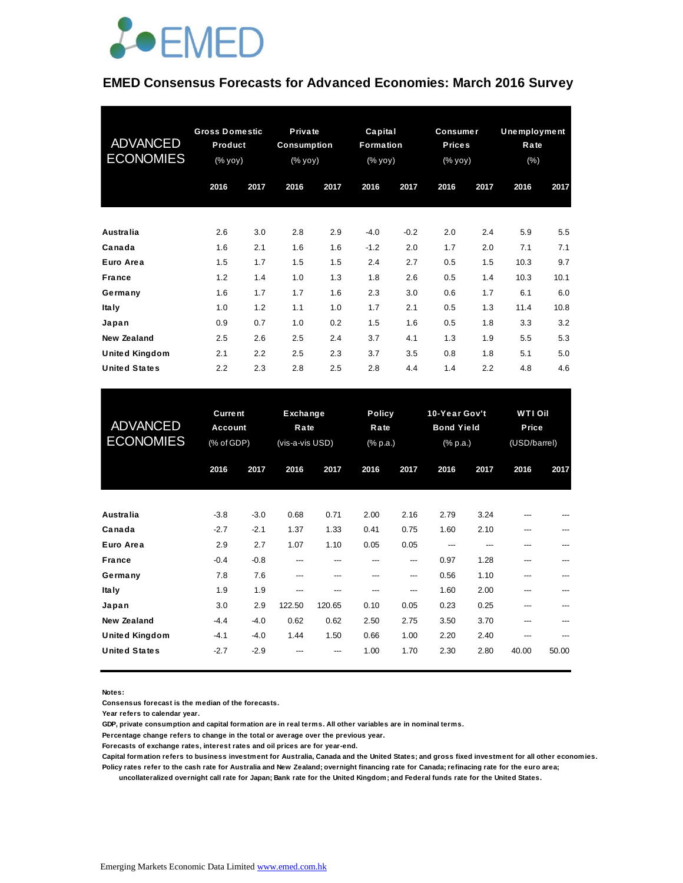# EMED Consensus Forecasts for Advanced Economies: March 2016 Survey

| ADVANCED ECONOMIES | Gross Domestic Product (% yoy) | | Private Consumption (% yoy) | | Capital Formation (% yoy) | | Consumer Prices (% yoy) | | Unemployment Rate (%) | |
|---|---|---|---|---|---|---|---|---|---|---|
| | 2016 | 2017 | 2016 | 2017 | 2016 | 2017 | 2016 | 2017 | 2016 | 2017 |
| Australia | 2.6 | 3.0 | 2.8 | 2.9 | -4.0 | -0.2 | 2.0 | 2.4 | 5.9 | 5.5 |
| Canada | 1.6 | 2.1 | 1.6 | 1.6 | -1.2 | 2.0 | 1.7 | 2.0 | 7.1 | 7.1 |
| Euro Area | 1.5 | 1.7 | 1.5 | 1.5 | 2.4 | 2.7 | 0.5 | 1.5 | 10.3 | 9.7 |
| France | 1.2 | 1.4 | 1.0 | 1.3 | 1.8 | 2.6 | 0.5 | 1.4 | 10.3 | 10.1 |
| Germany | 1.6 | 1.7 | 1.7 | 1.6 | 2.3 | 3.0 | 0.6 | 1.7 | 6.1 | 6.0 |
| Italy | 1.0 | 1.2 | 1.1 | 1.0 | 1.7 | 2.1 | 0.5 | 1.3 | 11.4 | 10.8 |
| Japan | 0.9 | 0.7 | 1.0 | 0.2 | 1.5 | 1.6 | 0.5 | 1.8 | 3.3 | 3.2 |
| New Zealand | 2.5 | 2.6 | 2.5 | 2.4 | 3.7 | 4.1 | 1.3 | 1.9 | 5.5 | 5.3 |
| United Kingdom | 2.1 | 2.2 | 2.5 | 2.3 | 3.7 | 3.5 | 0.8 | 1.8 | 5.1 | 5.0 |
| United States | 2.2 | 2.3 | 2.8 | 2.5 | 2.8 | 4.4 | 1.4 | 2.2 | 4.8 | 4.6 |

| ADVANCED ECONOMIES | Current Account (% of GDP) | | Exchange Rate (vis-a-vis USD) | | Policy Rate (% p.a.) | | 10-Year Gov't Bond Yield (% p.a.) | | WTI Oil Price (USD/barrel) | |
|---|---|---|---|---|---|---|---|---|---|---|
| | 2016 | 2017 | 2016 | 2017 | 2016 | 2017 | 2016 | 2017 | 2016 | 2017 |
| Australia | -3.8 | -3.0 | 0.68 | 0.71 | 2.00 | 2.16 | 2.79 | 3.24 | --- | --- |
| Canada | -2.7 | -2.1 | 1.37 | 1.33 | 0.41 | 0.75 | 1.60 | 2.10 | --- | --- |
| Euro Area | 2.9 | 2.7 | 1.07 | 1.10 | 0.05 | 0.05 | --- | --- | --- | --- |
| France | -0.4 | -0.8 | --- | --- | --- | --- | 0.97 | 1.28 | --- | --- |
| Germany | 7.8 | 7.6 | --- | --- | --- | --- | 0.56 | 1.10 | --- | --- |
| Italy | 1.9 | 1.9 | --- | --- | --- | --- | 1.60 | 2.00 | --- | --- |
| Japan | 3.0 | 2.9 | 122.50 | 120.65 | 0.10 | 0.05 | 0.23 | 0.25 | --- | --- |
| New Zealand | -4.4 | -4.0 | 0.62 | 0.62 | 2.50 | 2.75 | 3.50 | 3.70 | --- | --- |
| United Kingdom | -4.1 | -4.0 | 1.44 | 1.50 | 0.66 | 1.00 | 2.20 | 2.40 | --- | --- |
| United States | -2.7 | -2.9 | --- | --- | 1.00 | 1.70 | 2.30 | 2.80 | 40.00 | 50.00 |

**Notes:**

**Consensus forecast is the median of the forecasts.**

**Year refers to calendar year.**

**GDP, private consumption and capital formation are in real terms. All other variables are in nominal terms.**

**Percentage change refers to change in the total or average over the previous year.**

**Forecasts of exchange rates, interest rates and oil prices are for year-end.**

**Capital formation refers to business investment for Australia, Canada and the United States; and gross fixed investment for all other economies.**

**Policy rates refer to the cash rate for Australia and New Zealand; overnight financing rate for Canada; refinacing rate for the euro area; uncollateralized overnight call rate for Japan; Bank rate for the United Kingdom; and Federal funds rate for the United States.**

Emerging Markets Economic Data Limited www.emed.com.hk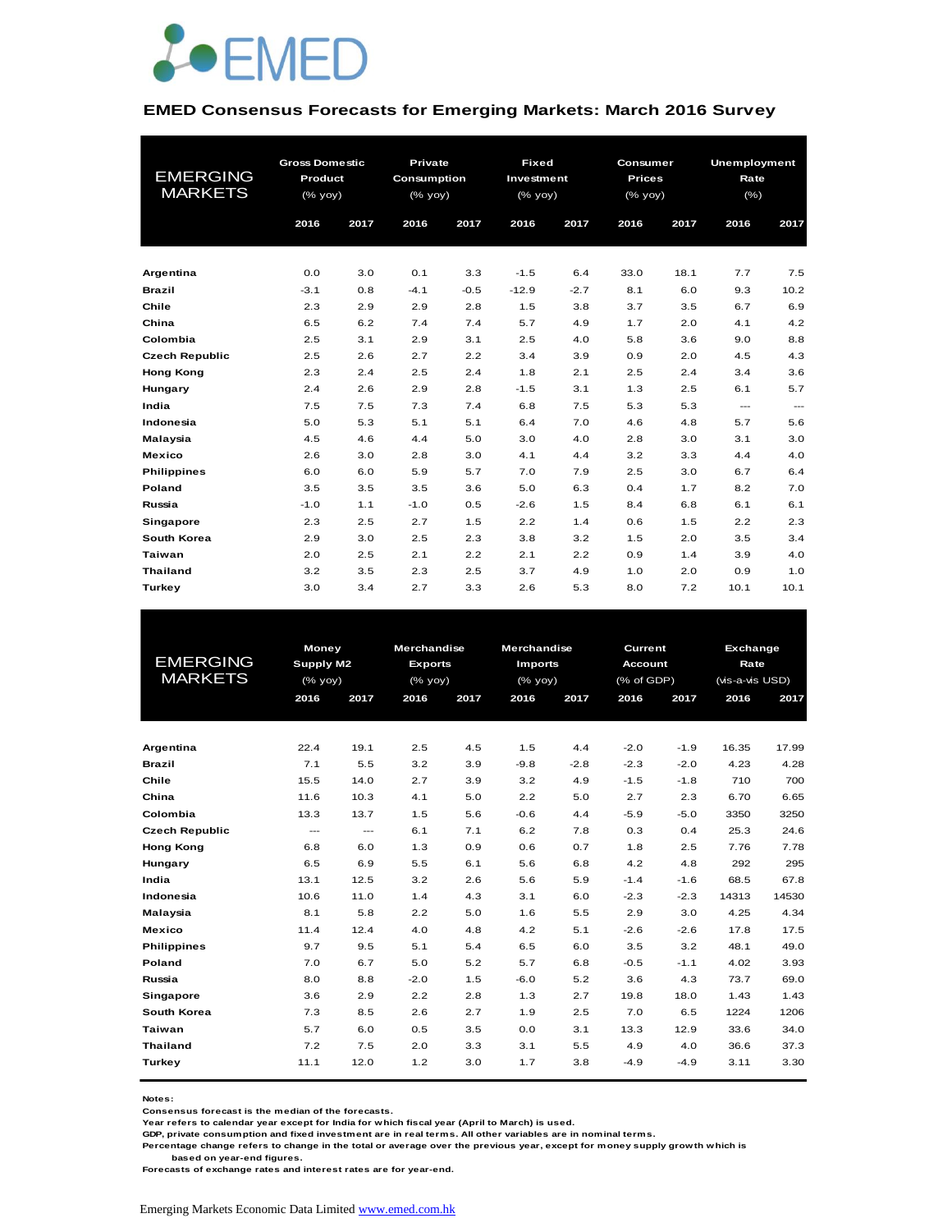# EMED

## EMED Consensus Forecasts for Emerging Markets: March 2016 Survey

| EMERGING MARKETS | Gross Domestic Product (% yoy) | | Private Consumption (% yoy) | | Fixed Investment (% yoy) | | Consumer Prices (% yoy) | | Unemployment Rate (%) | |
|---|---|---|---|---|---|---|---|---|---|---|
| | 2016 | 2017 | 2016 | 2017 | 2016 | 2017 | 2016 | 2017 | 2016 | 2017 |
| **Argentina** | 0.0 | 3.0 | 0.1 | 3.3 | -1.5 | 6.4 | 33.0 | 18.1 | 7.7 | 7.5 |
| **Brazil** | -3.1 | 0.8 | -4.1 | -0.5 | -12.9 | -2.7 | 8.1 | 6.0 | 9.3 | 10.2 |
| **Chile** | 2.3 | 2.9 | 2.9 | 2.8 | 1.5 | 3.8 | 3.7 | 3.5 | 6.7 | 6.9 |
| **China** | 6.5 | 6.2 | 7.4 | 7.4 | 5.7 | 4.9 | 1.7 | 2.0 | 4.1 | 4.2 |
| **Colombia** | 2.5 | 3.1 | 2.9 | 3.1 | 2.5 | 4.0 | 5.8 | 3.6 | 9.0 | 8.8 |
| **Czech Republic** | 2.5 | 2.6 | 2.7 | 2.2 | 3.4 | 3.9 | 0.9 | 2.0 | 4.5 | 4.3 |
| **Hong Kong** | 2.3 | 2.4 | 2.5 | 2.4 | 1.8 | 2.1 | 2.5 | 2.4 | 3.4 | 3.6 |
| **Hungary** | 2.4 | 2.6 | 2.9 | 2.8 | -1.5 | 3.1 | 1.3 | 2.5 | 6.1 | 5.7 |
| **India** | 7.5 | 7.5 | 7.3 | 7.4 | 6.8 | 7.5 | 5.3 | 5.3 | --- | --- |
| **Indonesia** | 5.0 | 5.3 | 5.1 | 5.1 | 6.4 | 7.0 | 4.6 | 4.8 | 5.7 | 5.6 |
| **Malaysia** | 4.5 | 4.6 | 4.4 | 5.0 | 3.0 | 4.0 | 2.8 | 3.0 | 3.1 | 3.0 |
| **Mexico** | 2.6 | 3.0 | 2.8 | 3.0 | 4.1 | 4.4 | 3.2 | 3.3 | 4.4 | 4.0 |
| **Philippines** | 6.0 | 6.0 | 5.9 | 5.7 | 7.0 | 7.9 | 2.5 | 3.0 | 6.7 | 6.4 |
| **Poland** | 3.5 | 3.5 | 3.5 | 3.6 | 5.0 | 6.3 | 0.4 | 1.7 | 8.2 | 7.0 |
| **Russia** | -1.0 | 1.1 | -1.0 | 0.5 | -2.6 | 1.5 | 8.4 | 6.8 | 6.1 | 6.1 |
| **Singapore** | 2.3 | 2.5 | 2.7 | 1.5 | 2.2 | 1.4 | 0.6 | 1.5 | 2.2 | 2.3 |
| **South Korea** | 2.9 | 3.0 | 2.5 | 2.3 | 3.8 | 3.2 | 1.5 | 2.0 | 3.5 | 3.4 |
| **Taiwan** | 2.0 | 2.5 | 2.1 | 2.2 | 2.1 | 2.2 | 0.9 | 1.4 | 3.9 | 4.0 |
| **Thailand** | 3.2 | 3.5 | 2.3 | 2.5 | 3.7 | 4.9 | 1.0 | 2.0 | 0.9 | 1.0 |
| **Turkey** | 3.0 | 3.4 | 2.7 | 3.3 | 2.6 | 5.3 | 8.0 | 7.2 | 10.1 | 10.1 |

| EMERGING MARKETS | Money Supply M2 (% yoy) | | Merchandise Exports (% yoy) | | Merchandise Imports (% yoy) | | Current Account (% of GDP) | | Exchange Rate (vis-a-vis USD) | |
|---|---|---|---|---|---|---|---|---|---|---|
| | 2016 | 2017 | 2016 | 2017 | 2016 | 2017 | 2016 | 2017 | 2016 | 2017 |
| **Argentina** | 22.4 | 19.1 | 2.5 | 4.5 | 1.5 | 4.4 | -2.0 | -1.9 | 16.35 | 17.99 |
| **Brazil** | 7.1 | 5.5 | 3.2 | 3.9 | -9.8 | -2.8 | -2.3 | -2.0 | 4.23 | 4.28 |
| **Chile** | 15.5 | 14.0 | 2.7 | 3.9 | 3.2 | 4.9 | -1.5 | -1.8 | 710 | 700 |
| **China** | 11.6 | 10.3 | 4.1 | 5.0 | 2.2 | 5.0 | 2.7 | 2.3 | 6.70 | 6.65 |
| **Colombia** | 13.3 | 13.7 | 1.5 | 5.6 | -0.6 | 4.4 | -5.9 | -5.0 | 3350 | 3250 |
| **Czech Republic** | --- | --- | 6.1 | 7.1 | 6.2 | 7.8 | 0.3 | 0.4 | 25.3 | 24.6 |
| **Hong Kong** | 6.8 | 6.0 | 1.3 | 0.9 | 0.6 | 0.7 | 1.8 | 2.5 | 7.76 | 7.78 |
| **Hungary** | 6.5 | 6.9 | 5.5 | 6.1 | 5.6 | 6.8 | 4.2 | 4.8 | 292 | 295 |
| **India** | 13.1 | 12.5 | 3.2 | 2.6 | 5.6 | 5.9 | -1.4 | -1.6 | 68.5 | 67.8 |
| **Indonesia** | 10.6 | 11.0 | 1.4 | 4.3 | 3.1 | 6.0 | -2.3 | -2.3 | 14313 | 14530 |
| **Malaysia** | 8.1 | 5.8 | 2.2 | 5.0 | 1.6 | 5.5 | 2.9 | 3.0 | 4.25 | 4.34 |
| **Mexico** | 11.4 | 12.4 | 4.0 | 4.8 | 4.2 | 5.1 | -2.6 | -2.6 | 17.8 | 17.5 |
| **Philippines** | 9.7 | 9.5 | 5.1 | 5.4 | 6.5 | 6.0 | 3.5 | 3.2 | 48.1 | 49.0 |
| **Poland** | 7.0 | 6.7 | 5.0 | 5.2 | 5.7 | 6.8 | -0.5 | -1.1 | 4.02 | 3.93 |
| **Russia** | 8.0 | 8.8 | -2.0 | 1.5 | -6.0 | 5.2 | 3.6 | 4.3 | 73.7 | 69.0 |
| **Singapore** | 3.6 | 2.9 | 2.2 | 2.8 | 1.3 | 2.7 | 19.8 | 18.0 | 1.43 | 1.43 |
| **South Korea** | 7.3 | 8.5 | 2.6 | 2.7 | 1.9 | 2.5 | 7.0 | 6.5 | 1224 | 1206 |
| **Taiwan** | 5.7 | 6.0 | 0.5 | 3.5 | 0.0 | 3.1 | 13.3 | 12.9 | 33.6 | 34.0 |
| **Thailand** | 7.2 | 7.5 | 2.0 | 3.3 | 3.1 | 5.5 | 4.9 | 4.0 | 36.6 | 37.3 |
| **Turkey** | 11.1 | 12.0 | 1.2 | 3.0 | 1.7 | 3.8 | -4.9 | -4.9 | 3.11 | 3.30 |

**Notes:**
**Consensus forecast is the median of the forecasts.**
**Year refers to calendar year except for India for which fiscal year (April to March) is used.**
**GDP, private consumption and fixed investment are in real terms. All other variables are in nominal terms.**
**Percentage change refers to change in the total or average over the previous year, except for money supply growth which is based on year-end figures.**
**Forecasts of exchange rates and interest rates are for year-end.**

Emerging Markets Economic Data Limited www.emed.com.hk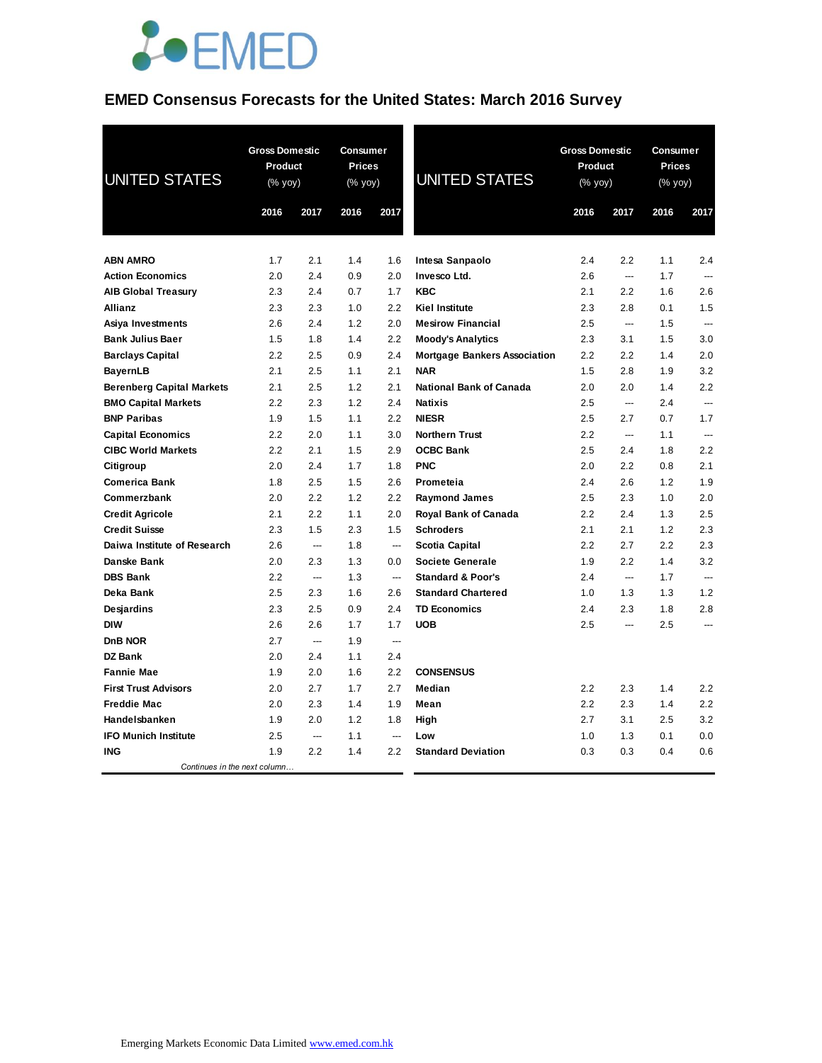# EMED Consensus Forecasts for the United States: March 2016 Survey

| UNITED STATES | Gross Domestic Product (% yoy) | | Consumer Prices (% yoy) | |
|---|---|---|---|---|
| | 2016 | 2017 | 2016 | 2017 |
| **ABN AMRO** | 1.7 | 2.1 | 1.4 | 1.6 |
| **Action Economics** | 2.0 | 2.4 | 0.9 | 2.0 |
| **AIB Global Treasury** | 2.3 | 2.4 | 0.7 | 1.7 |
| **Allianz** | 2.3 | 2.3 | 1.0 | 2.2 |
| **Asiya Investments** | 2.6 | 2.4 | 1.2 | 2.0 |
| **Bank Julius Baer** | 1.5 | 1.8 | 1.4 | 2.2 |
| **Barclays Capital** | 2.2 | 2.5 | 0.9 | 2.4 |
| **BayernLB** | 2.1 | 2.5 | 1.1 | 2.1 |
| **Berenberg Capital Markets** | 2.1 | 2.5 | 1.2 | 2.1 |
| **BMO Capital Markets** | 2.2 | 2.3 | 1.2 | 2.4 |
| **BNP Paribas** | 1.9 | 1.5 | 1.1 | 2.2 |
| **Capital Economics** | 2.2 | 2.0 | 1.1 | 3.0 |
| **CIBC World Markets** | 2.2 | 2.1 | 1.5 | 2.9 |
| **Citigroup** | 2.0 | 2.4 | 1.7 | 1.8 |
| **Comerica Bank** | 1.8 | 2.5 | 1.5 | 2.6 |
| **Commerzbank** | 2.0 | 2.2 | 1.2 | 2.2 |
| **Credit Agricole** | 2.1 | 2.2 | 1.1 | 2.0 |
| **Credit Suisse** | 2.3 | 1.5 | 2.3 | 1.5 |
| **Daiwa Institute of Research** | 2.6 | --- | 1.8 | --- |
| **Danske Bank** | 2.0 | 2.3 | 1.3 | 0.0 |
| **DBS Bank** | 2.2 | --- | 1.3 | --- |
| **Deka Bank** | 2.5 | 2.3 | 1.6 | 2.6 |
| **Desjardins** | 2.3 | 2.5 | 0.9 | 2.4 |
| **DIW** | 2.6 | 2.6 | 1.7 | 1.7 |
| **DnB NOR** | 2.7 | --- | 1.9 | --- |
| **DZ Bank** | 2.0 | 2.4 | 1.1 | 2.4 |
| **Fannie Mae** | 1.9 | 2.0 | 1.6 | 2.2 |
| **First Trust Advisors** | 2.0 | 2.7 | 1.7 | 2.7 |
| **Freddie Mac** | 2.0 | 2.3 | 1.4 | 1.9 |
| **Handelsbanken** | 1.9 | 2.0 | 1.2 | 1.8 |
| **IFO Munich Institute** | 2.5 | --- | 1.1 | --- |
| **ING** | 1.9 | 2.2 | 1.4 | 2.2 |
| **Intesa Sanpaolo** | 2.4 | 2.2 | 1.1 | 2.4 |
| **Invesco Ltd.** | 2.6 | --- | 1.7 | --- |
| **KBC** | 2.1 | 2.2 | 1.6 | 2.6 |
| **Kiel Institute** | 2.3 | 2.8 | 0.1 | 1.5 |
| **Mesirow Financial** | 2.5 | --- | 1.5 | --- |
| **Moody's Analytics** | 2.3 | 3.1 | 1.5 | 3.0 |
| **Mortgage Bankers Association** | 2.2 | 2.2 | 1.4 | 2.0 |
| **NAR** | 1.5 | 2.8 | 1.9 | 3.2 |
| **National Bank of Canada** | 2.0 | 2.0 | 1.4 | 2.2 |
| **Natixis** | 2.5 | --- | 2.4 | --- |
| **NIESR** | 2.5 | 2.7 | 0.7 | 1.7 |
| **Northern Trust** | 2.2 | --- | 1.1 | --- |
| **OCBC Bank** | 2.5 | 2.4 | 1.8 | 2.2 |
| **PNC** | 2.0 | 2.2 | 0.8 | 2.1 |
| **Prometeia** | 2.4 | 2.6 | 1.2 | 1.9 |
| **Raymond James** | 2.5 | 2.3 | 1.0 | 2.0 |
| **Royal Bank of Canada** | 2.2 | 2.4 | 1.3 | 2.5 |
| **Schroders** | 2.1 | 2.1 | 1.2 | 2.3 |
| **Scotia Capital** | 2.2 | 2.7 | 2.2 | 2.3 |
| **Societe Generale** | 1.9 | 2.2 | 1.4 | 3.2 |
| **Standard & Poor's** | 2.4 | --- | 1.7 | --- |
| **Standard Chartered** | 1.0 | 1.3 | 1.3 | 1.2 |
| **TD Economics** | 2.4 | 2.3 | 1.8 | 2.8 |
| **UOB** | 2.5 | --- | 2.5 | --- |
| **CONSENSUS** | | | | |
| **Median** | 2.2 | 2.3 | 1.4 | 2.2 |
| **Mean** | 2.2 | 2.3 | 1.4 | 2.2 |
| **High** | 2.7 | 3.1 | 2.5 | 3.2 |
| **Low** | 1.0 | 1.3 | 0.1 | 0.0 |
| **Standard Deviation** | 0.3 | 0.3 | 0.4 | 0.6 |

*Continues in the next column…*

Emerging Markets Economic Data Limited www.emed.com.hk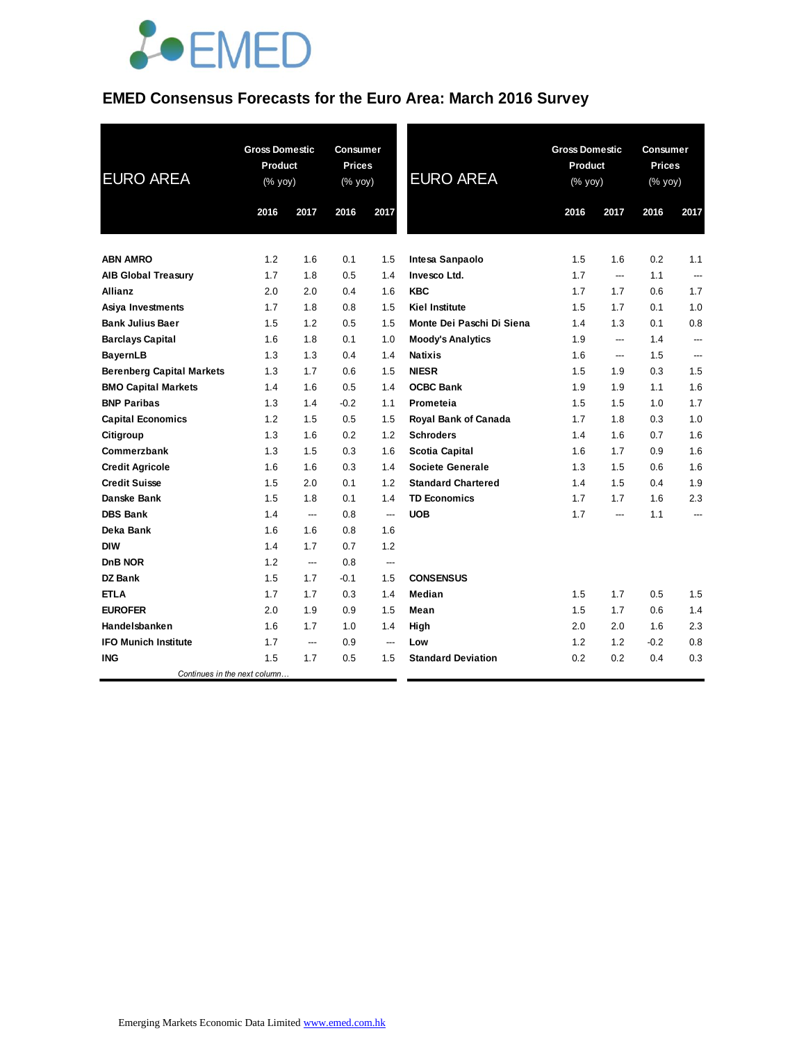# EMED Consensus Forecasts for the Euro Area: March 2016 Survey

| EURO AREA | Gross Domestic Product (% yoy) | | Consumer Prices (% yoy) | |
|---|---|---|---|---|
| | 2016 | 2017 | 2016 | 2017 |
| ABN AMRO | 1.2 | 1.6 | 0.1 | 1.5 |
| AIB Global Treasury | 1.7 | 1.8 | 0.5 | 1.4 |
| Allianz | 2.0 | 2.0 | 0.4 | 1.6 |
| Asiya Investments | 1.7 | 1.8 | 0.8 | 1.5 |
| Bank Julius Baer | 1.5 | 1.2 | 0.5 | 1.5 |
| Barclays Capital | 1.6 | 1.8 | 0.1 | 1.0 |
| BayernLB | 1.3 | 1.3 | 0.4 | 1.4 |
| Berenberg Capital Markets | 1.3 | 1.7 | 0.6 | 1.5 |
| BMO Capital Markets | 1.4 | 1.6 | 0.5 | 1.4 |
| BNP Paribas | 1.3 | 1.4 | -0.2 | 1.1 |
| Capital Economics | 1.2 | 1.5 | 0.5 | 1.5 |
| Citigroup | 1.3 | 1.6 | 0.2 | 1.2 |
| Commerzbank | 1.3 | 1.5 | 0.3 | 1.6 |
| Credit Agricole | 1.6 | 1.6 | 0.3 | 1.4 |
| Credit Suisse | 1.5 | 2.0 | 0.1 | 1.2 |
| Danske Bank | 1.5 | 1.8 | 0.1 | 1.4 |
| DBS Bank | 1.4 | --- | 0.8 | --- |
| Deka Bank | 1.6 | 1.6 | 0.8 | 1.6 |
| DIW | 1.4 | 1.7 | 0.7 | 1.2 |
| DnB NOR | 1.2 | --- | 0.8 | --- |
| DZ Bank | 1.5 | 1.7 | -0.1 | 1.5 |
| ETLA | 1.7 | 1.7 | 0.3 | 1.4 |
| EUROFER | 2.0 | 1.9 | 0.9 | 1.5 |
| Handelsbanken | 1.6 | 1.7 | 1.0 | 1.4 |
| IFO Munich Institute | 1.7 | --- | 0.9 | --- |
| ING | 1.5 | 1.7 | 0.5 | 1.5 |
| Intesa Sanpaolo | 1.5 | 1.6 | 0.2 | 1.1 |
| Invesco Ltd. | 1.7 | --- | 1.1 | --- |
| KBC | 1.7 | 1.7 | 0.6 | 1.7 |
| Kiel Institute | 1.5 | 1.7 | 0.1 | 1.0 |
| Monte Dei Paschi Di Siena | 1.4 | 1.3 | 0.1 | 0.8 |
| Moody's Analytics | 1.9 | --- | 1.4 | --- |
| Natixis | 1.6 | --- | 1.5 | --- |
| NIESR | 1.5 | 1.9 | 0.3 | 1.5 |
| OCBC Bank | 1.9 | 1.9 | 1.1 | 1.6 |
| Prometeia | 1.5 | 1.5 | 1.0 | 1.7 |
| Royal Bank of Canada | 1.7 | 1.8 | 0.3 | 1.0 |
| Schroders | 1.4 | 1.6 | 0.7 | 1.6 |
| Scotia Capital | 1.6 | 1.7 | 0.9 | 1.6 |
| Societe Generale | 1.3 | 1.5 | 0.6 | 1.6 |
| Standard Chartered | 1.4 | 1.5 | 0.4 | 1.9 |
| TD Economics | 1.7 | 1.7 | 1.6 | 2.3 |
| UOB | 1.7 | --- | 1.1 | --- |
| **CONSENSUS** | | | | |
| Median | 1.5 | 1.7 | 0.5 | 1.5 |
| Mean | 1.5 | 1.7 | 0.6 | 1.4 |
| High | 2.0 | 2.0 | 1.6 | 2.3 |
| Low | 1.2 | 1.2 | -0.2 | 0.8 |
| Standard Deviation | 0.2 | 0.2 | 0.4 | 0.3 |

Emerging Markets Economic Data Limited www.emed.com.hk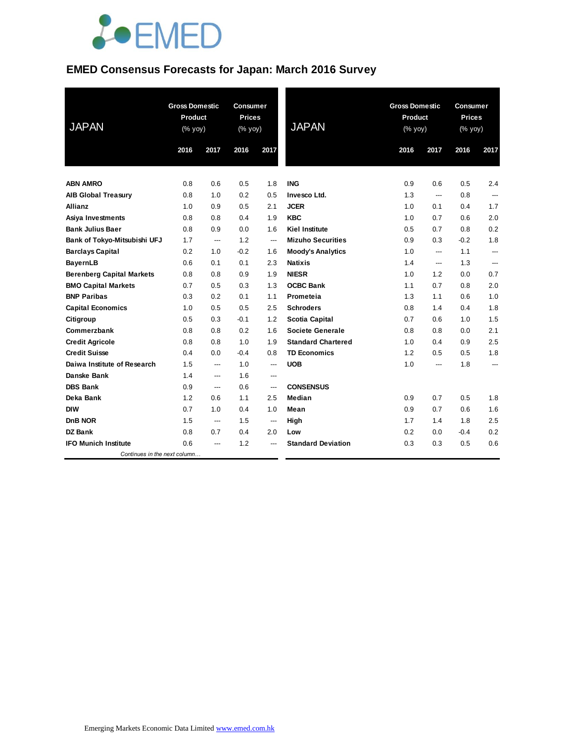# EMED Consensus Forecasts for Japan: March 2016 Survey

| JAPAN | Gross Domestic Product (% yoy) | | Consumer Prices (% yoy) | |
|---|---|---|---|---|
| | 2016 | 2017 | 2016 | 2017 |
| **ABN AMRO** | 0.8 | 0.6 | 0.5 | 1.8 |
| **AIB Global Treasury** | 0.8 | 1.0 | 0.2 | 0.5 |
| **Allianz** | 1.0 | 0.9 | 0.5 | 2.1 |
| **Asiya Investments** | 0.8 | 0.8 | 0.4 | 1.9 |
| **Bank Julius Baer** | 0.8 | 0.9 | 0.0 | 1.6 |
| **Bank of Tokyo-Mitsubishi UFJ** | 1.7 | --- | 1.2 | --- |
| **Barclays Capital** | 0.2 | 1.0 | -0.2 | 1.6 |
| **BayernLB** | 0.6 | 0.1 | 0.1 | 2.3 |
| **Berenberg Capital Markets** | 0.8 | 0.8 | 0.9 | 1.9 |
| **BMO Capital Markets** | 0.7 | 0.5 | 0.3 | 1.3 |
| **BNP Paribas** | 0.3 | 0.2 | 0.1 | 1.1 |
| **Capital Economics** | 1.0 | 0.5 | 0.5 | 2.5 |
| **Citigroup** | 0.5 | 0.3 | -0.1 | 1.2 |
| **Commerzbank** | 0.8 | 0.8 | 0.2 | 1.6 |
| **Credit Agricole** | 0.8 | 0.8 | 1.0 | 1.9 |
| **Credit Suisse** | 0.4 | 0.0 | -0.4 | 0.8 |
| **Daiwa Institute of Research** | 1.5 | --- | 1.0 | --- |
| **Danske Bank** | 1.4 | --- | 1.6 | --- |
| **DBS Bank** | 0.9 | --- | 0.6 | --- |
| **Deka Bank** | 1.2 | 0.6 | 1.1 | 2.5 |
| **DIW** | 0.7 | 1.0 | 0.4 | 1.0 |
| **DnB NOR** | 1.5 | --- | 1.5 | --- |
| **DZ Bank** | 0.8 | 0.7 | 0.4 | 2.0 |
| **IFO Munich Institute** | 0.6 | --- | 1.2 | --- |
| **ING** | 0.9 | 0.6 | 0.5 | 2.4 |
| **Invesco Ltd.** | 1.3 | --- | 0.8 | --- |
| **JCER** | 1.0 | 0.1 | 0.4 | 1.7 |
| **KBC** | 1.0 | 0.7 | 0.6 | 2.0 |
| **Kiel Institute** | 0.5 | 0.7 | 0.8 | 0.2 |
| **Mizuho Securities** | 0.9 | 0.3 | -0.2 | 1.8 |
| **Moody's Analytics** | 1.0 | --- | 1.1 | --- |
| **Natixis** | 1.4 | --- | 1.3 | --- |
| **NIESR** | 1.0 | 1.2 | 0.0 | 0.7 |
| **OCBC Bank** | 1.1 | 0.7 | 0.8 | 2.0 |
| **Prometeia** | 1.3 | 1.1 | 0.6 | 1.0 |
| **Schroders** | 0.8 | 1.4 | 0.4 | 1.8 |
| **Scotia Capital** | 0.7 | 0.6 | 1.0 | 1.5 |
| **Societe Generale** | 0.8 | 0.8 | 0.0 | 2.1 |
| **Standard Chartered** | 1.0 | 0.4 | 0.9 | 2.5 |
| **TD Economics** | 1.2 | 0.5 | 0.5 | 1.8 |
| **UOB** | 1.0 | --- | 1.8 | --- |
| **CONSENSUS** | | | | |
| **Median** | 0.9 | 0.7 | 0.5 | 1.8 |
| **Mean** | 0.9 | 0.7 | 0.6 | 1.6 |
| **High** | 1.7 | 1.4 | 1.8 | 2.5 |
| **Low** | 0.2 | 0.0 | -0.4 | 0.2 |
| **Standard Deviation** | 0.3 | 0.3 | 0.5 | 0.6 |

Emerging Markets Economic Data Limited www.emed.com.hk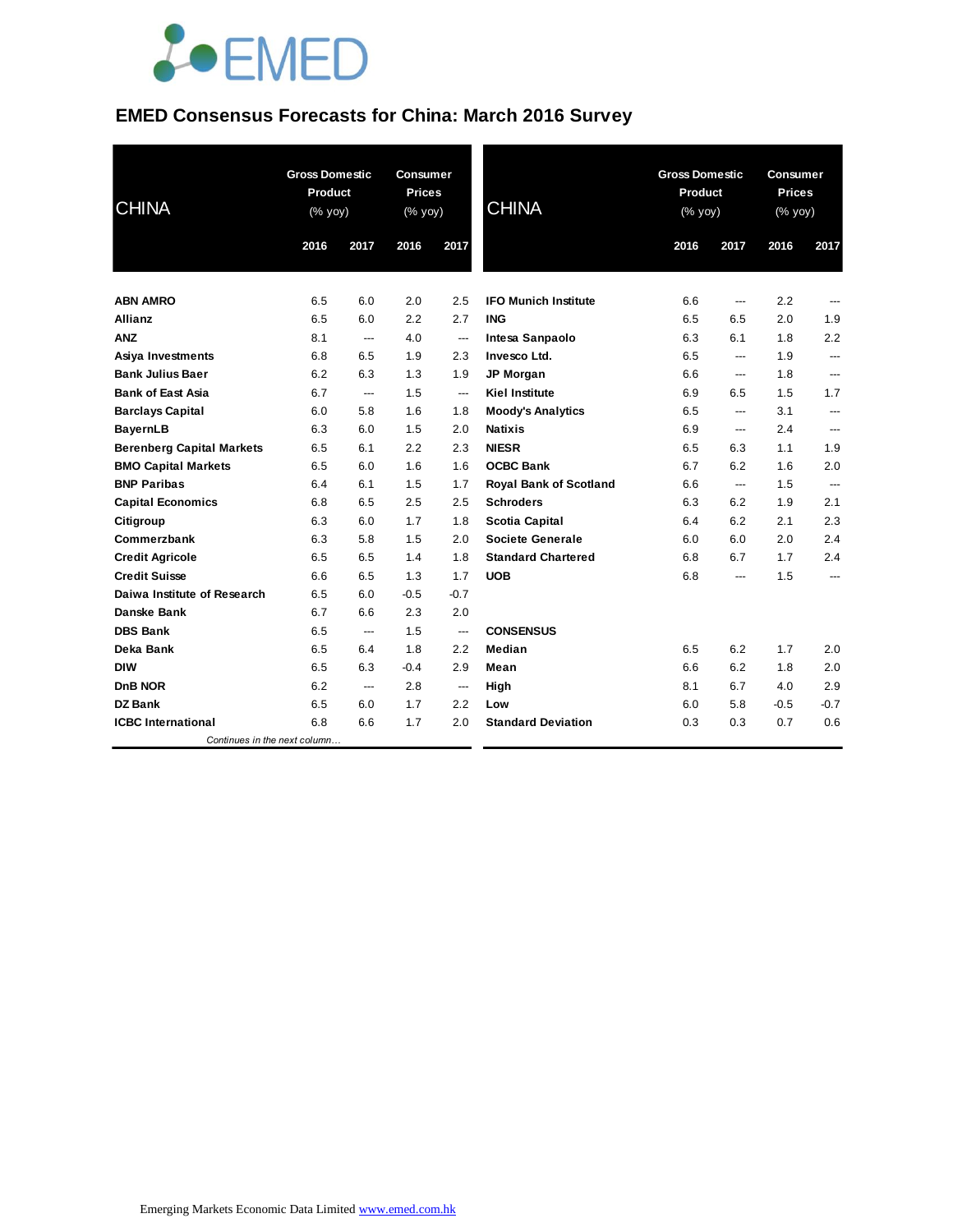# EMED Consensus Forecasts for China: March 2016 Survey

| CHINA | Gross Domestic Product (% yoy) | | Consumer Prices (% yoy) | |
|---|---|---|---|---|
| | 2016 | 2017 | 2016 | 2017 |
| **ABN AMRO** | 6.5 | 6.0 | 2.0 | 2.5 |
| **Allianz** | 6.5 | 6.0 | 2.2 | 2.7 |
| **ANZ** | 8.1 | --- | 4.0 | --- |
| **Asiya Investments** | 6.8 | 6.5 | 1.9 | 2.3 |
| **Bank Julius Baer** | 6.2 | 6.3 | 1.3 | 1.9 |
| **Bank of East Asia** | 6.7 | --- | 1.5 | --- |
| **Barclays Capital** | 6.0 | 5.8 | 1.6 | 1.8 |
| **BayernLB** | 6.3 | 6.0 | 1.5 | 2.0 |
| **Berenberg Capital Markets** | 6.5 | 6.1 | 2.2 | 2.3 |
| **BMO Capital Markets** | 6.5 | 6.0 | 1.6 | 1.6 |
| **BNP Paribas** | 6.4 | 6.1 | 1.5 | 1.7 |
| **Capital Economics** | 6.8 | 6.5 | 2.5 | 2.5 |
| **Citigroup** | 6.3 | 6.0 | 1.7 | 1.8 |
| **Commerzbank** | 6.3 | 5.8 | 1.5 | 2.0 |
| **Credit Agricole** | 6.5 | 6.5 | 1.4 | 1.8 |
| **Credit Suisse** | 6.6 | 6.5 | 1.3 | 1.7 |
| **Daiwa Institute of Research** | 6.5 | 6.0 | -0.5 | -0.7 |
| **Danske Bank** | 6.7 | 6.6 | 2.3 | 2.0 |
| **DBS Bank** | 6.5 | --- | 1.5 | --- |
| **Deka Bank** | 6.5 | 6.4 | 1.8 | 2.2 |
| **DIW** | 6.5 | 6.3 | -0.4 | 2.9 |
| **DnB NOR** | 6.2 | --- | 2.8 | --- |
| **DZ Bank** | 6.5 | 6.0 | 1.7 | 2.2 |
| **ICBC International** | 6.8 | 6.6 | 1.7 | 2.0 |
| **IFO Munich Institute** | 6.6 | --- | 2.2 | --- |
| **ING** | 6.5 | 6.5 | 2.0 | 1.9 |
| **Intesa Sanpaolo** | 6.3 | 6.1 | 1.8 | 2.2 |
| **Invesco Ltd.** | 6.5 | --- | 1.9 | --- |
| **JP Morgan** | 6.6 | --- | 1.8 | --- |
| **Kiel Institute** | 6.9 | 6.5 | 1.5 | 1.7 |
| **Moody's Analytics** | 6.5 | --- | 3.1 | --- |
| **Natixis** | 6.9 | --- | 2.4 | --- |
| **NIESR** | 6.5 | 6.3 | 1.1 | 1.9 |
| **OCBC Bank** | 6.7 | 6.2 | 1.6 | 2.0 |
| **Royal Bank of Scotland** | 6.6 | --- | 1.5 | --- |
| **Schroders** | 6.3 | 6.2 | 1.9 | 2.1 |
| **Scotia Capital** | 6.4 | 6.2 | 2.1 | 2.3 |
| **Societe Generale** | 6.0 | 6.0 | 2.0 | 2.4 |
| **Standard Chartered** | 6.8 | 6.7 | 1.7 | 2.4 |
| **UOB** | 6.8 | --- | 1.5 | --- |
| **CONSENSUS** | | | | |
| **Median** | 6.5 | 6.2 | 1.7 | 2.0 |
| **Mean** | 6.6 | 6.2 | 1.8 | 2.0 |
| **High** | 8.1 | 6.7 | 4.0 | 2.9 |
| **Low** | 6.0 | 5.8 | -0.5 | -0.7 |
| **Standard Deviation** | 0.3 | 0.3 | 0.7 | 0.6 |

*Continues in the next column…*

Emerging Markets Economic Data Limited [www.emed.com.hk](http://www.emed.com.hk)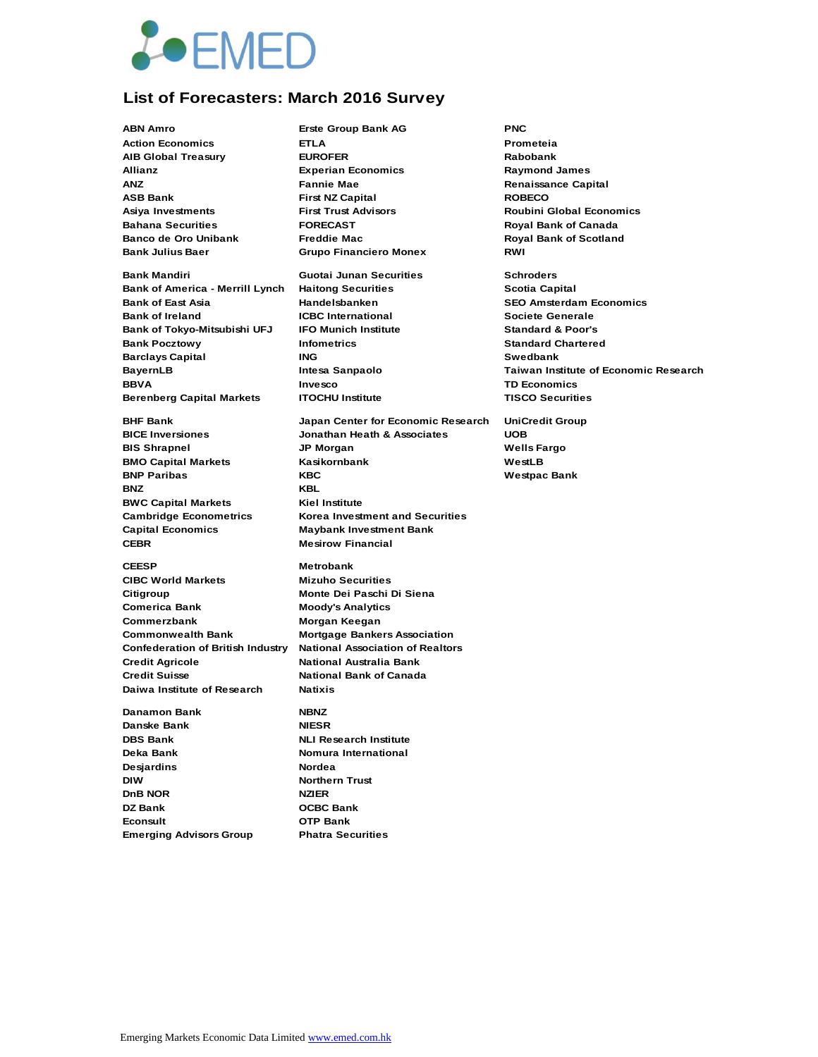EMED

## List of Forecasters: March 2016 Survey

ABN Amro
Action Economics
AIB Global Treasury
Allianz
ANZ
ASB Bank
Asiya Investments
Bahana Securities
Banco de Oro Unibank
Bank Julius Baer

Bank Mandiri
Bank of America - Merrill Lynch
Bank of East Asia
Bank of Ireland
Bank of Tokyo-Mitsubishi UFJ
Bank Pocztowy
Barclays Capital
BayernLB
BBVA
Berenberg Capital Markets

BHF Bank
BICE Inversiones
BIS Shrapnel
BMO Capital Markets
BNP Paribas
BNZ
BWC Capital Markets
Cambridge Econometrics
Capital Economics
CEBR

CEESP
CIBC World Markets
Citigroup
Comerica Bank
Commerzbank
Commonwealth Bank
Confederation of British Industry
Credit Agricole
Credit Suisse
Daiwa Institute of Research

Danamon Bank
Danske Bank
DBS Bank
Deka Bank
Desjardins
DIW
DnB NOR
DZ Bank
Econsult
Emerging Advisors Group

Erste Group Bank AG
ETLA
EUROFER
Experian Economics
Fannie Mae
First NZ Capital
First Trust Advisors
FORECAST
Freddie Mac
Grupo Financiero Monex

Guotai Junan Securities
Haitong Securities
Handelsbanken
ICBC International
IFO Munich Institute
Infometrics
ING
Intesa Sanpaolo
Invesco
ITOCHU Institute

Japan Center for Economic Research
Jonathan Heath & Associates
JP Morgan
Kasikornbank
KBC
KBL
Kiel Institute
Korea Investment and Securities
Maybank Investment Bank
Mesirow Financial

Metrobank
Mizuho Securities
Monte Dei Paschi Di Siena
Moody's Analytics
Morgan Keegan
Mortgage Bankers Association
National Association of Realtors
National Australia Bank
National Bank of Canada
Natixis

NBNZ
NIESR
NLI Research Institute
Nomura International
Nordea
Northern Trust
NZIER
OCBC Bank
OTP Bank
Phatra Securities

PNC
Prometeia
Rabobank
Raymond James
Renaissance Capital
ROBECO
Roubini Global Economics
Royal Bank of Canada
Royal Bank of Scotland
RWI

Schroders
Scotia Capital
SEO Amsterdam Economics
Societe Generale
Standard & Poor's
Standard Chartered
Swedbank
Taiwan Institute of Economic Research
TD Economics
TISCO Securities

UniCredit Group
UOB
Wells Fargo
WestLB
Westpac Bank

Emerging Markets Economic Data Limited www.emed.com.hk